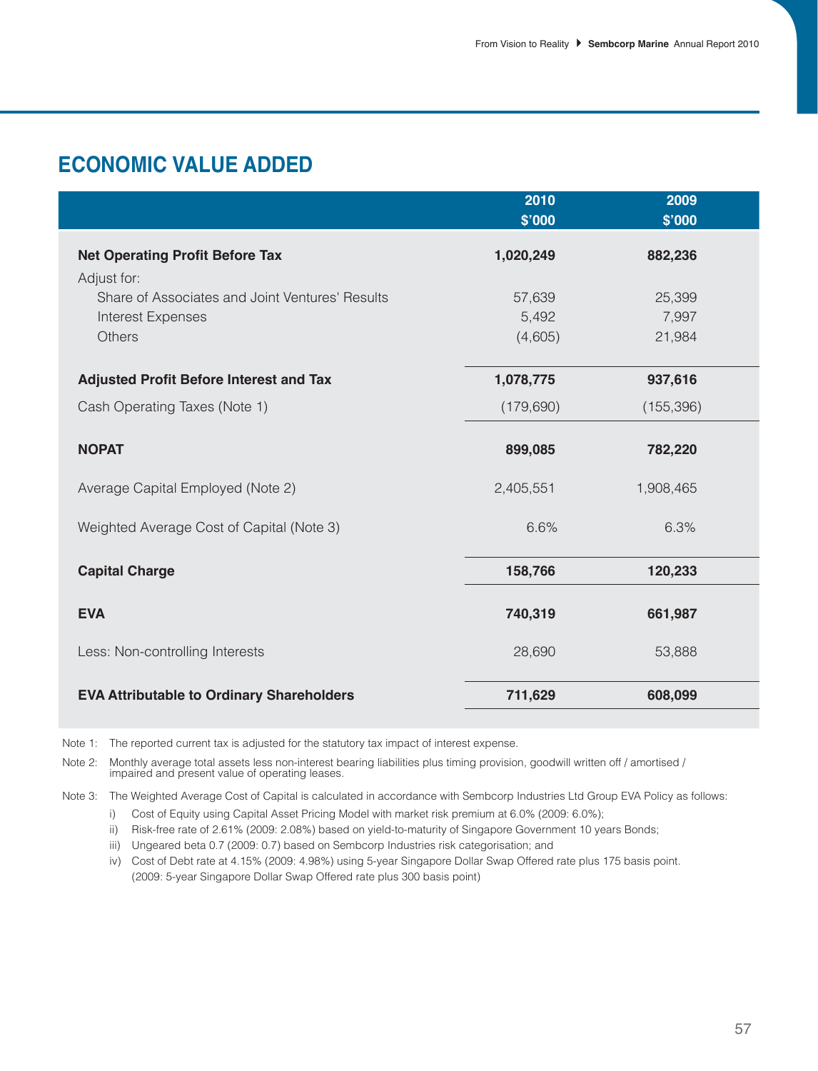## ECONOMIC VALUE ADDED

| | 2010<br>$'000 | 2009<br>$'000 |
|---|---|---|
| **Net Operating Profit Before Tax** | **1,020,249** | **882,236** |
| Adjust for: | | |
| Share of Associates and Joint Ventures' Results | 57,639 | 25,399 |
| Interest Expenses | 5,492 | 7,997 |
| Others | (4,605) | 21,984 |
| **Adjusted Profit Before Interest and Tax** | **1,078,775** | **937,616** |
| Cash Operating Taxes (Note 1) | (179,690) | (155,396) |
| **NOPAT** | **899,085** | **782,220** |
| Average Capital Employed (Note 2) | 2,405,551 | 1,908,465 |
| Weighted Average Cost of Capital (Note 3) | 6.6% | 6.3% |
| **Capital Charge** | **158,766** | **120,233** |
| **EVA** | **740,319** | **661,987** |
| Less: Non-controlling Interests | 28,690 | 53,888 |
| **EVA Attributable to Ordinary Shareholders** | **711,629** | **608,099** |

Note 1: The reported current tax is adjusted for the statutory tax impact of interest expense.

Note 2: Monthly average total assets less non-interest bearing liabilities plus timing provision, goodwill written off / amortised / impaired and present value of operating leases.

Note 3: The Weighted Average Cost of Capital is calculated in accordance with Sembcorp Industries Ltd Group EVA Policy as follows:

i) Cost of Equity using Capital Asset Pricing Model with market risk premium at 6.0% (2009: 6.0%);

ii) Risk-free rate of 2.61% (2009: 2.08%) based on yield-to-maturity of Singapore Government 10 years Bonds;

iii) Ungeared beta 0.7 (2009: 0.7) based on Sembcorp Industries risk categorisation; and

iv) Cost of Debt rate at 4.15% (2009: 4.98%) using 5-year Singapore Dollar Swap Offered rate plus 175 basis point. (2009: 5-year Singapore Dollar Swap Offered rate plus 300 basis point)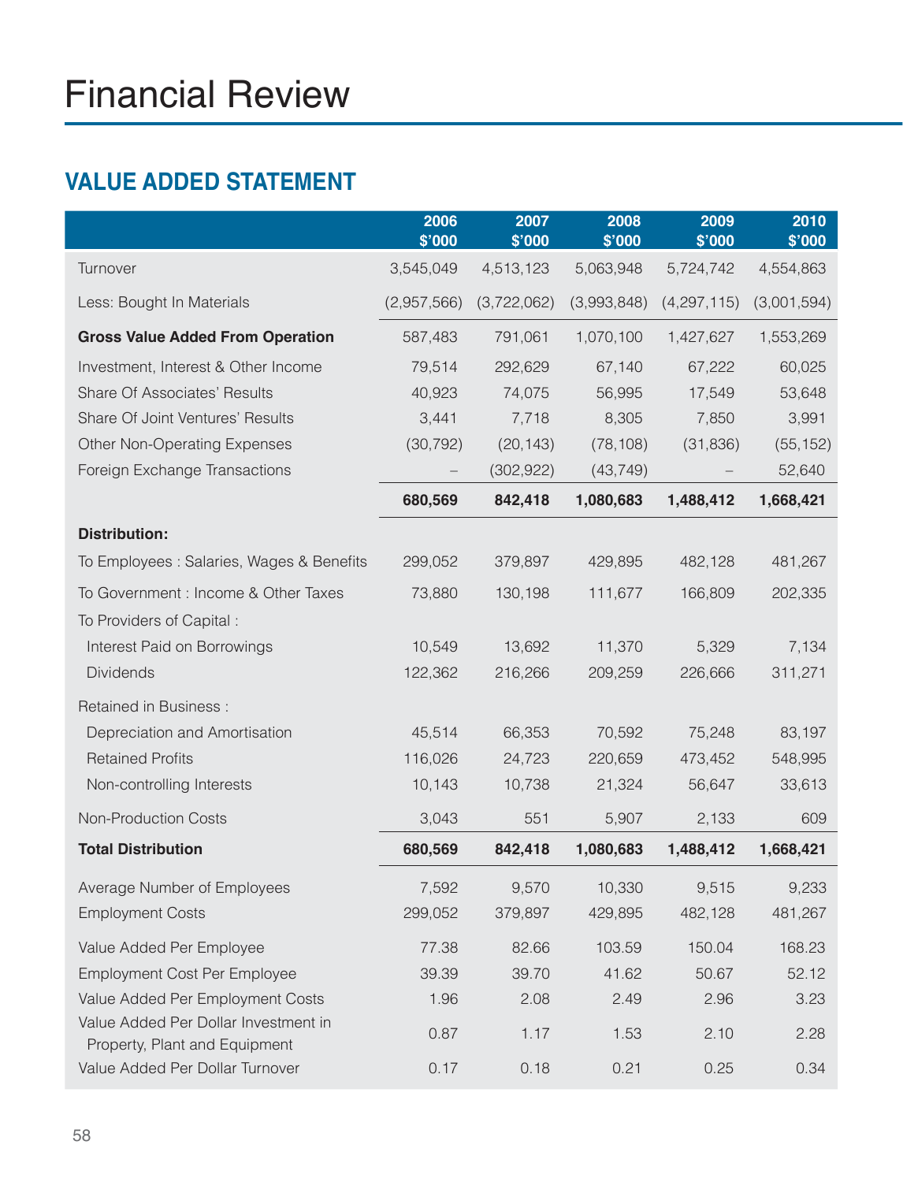# Financial Review

## VALUE ADDED STATEMENT

| | 2006 $'000 | 2007 $'000 | 2008 $'000 | 2009 $'000 | 2010 $'000 |
|---|---|---|---|---|---|
| Turnover | 3,545,049 | 4,513,123 | 5,063,948 | 5,724,742 | 4,554,863 |
| Less: Bought In Materials | (2,957,566) | (3,722,062) | (3,993,848) | (4,297,115) | (3,001,594) |
| **Gross Value Added From Operation** | 587,483 | 791,061 | 1,070,100 | 1,427,627 | 1,553,269 |
| Investment, Interest & Other Income | 79,514 | 292,629 | 67,140 | 67,222 | 60,025 |
| Share Of Associates' Results | 40,923 | 74,075 | 56,995 | 17,549 | 53,648 |
| Share Of Joint Ventures' Results | 3,441 | 7,718 | 8,305 | 7,850 | 3,991 |
| Other Non-Operating Expenses | (30,792) | (20,143) | (78,108) | (31,836) | (55,152) |
| Foreign Exchange Transactions | – | (302,922) | (43,749) | – | 52,640 |
| | **680,569** | **842,418** | **1,080,683** | **1,488,412** | **1,668,421** |
| **Distribution:** | | | | | |
| To Employees : Salaries, Wages & Benefits | 299,052 | 379,897 | 429,895 | 482,128 | 481,267 |
| To Government : Income & Other Taxes | 73,880 | 130,198 | 111,677 | 166,809 | 202,335 |
| To Providers of Capital : | | | | | |
| Interest Paid on Borrowings | 10,549 | 13,692 | 11,370 | 5,329 | 7,134 |
| Dividends | 122,362 | 216,266 | 209,259 | 226,666 | 311,271 |
| Retained in Business : | | | | | |
| Depreciation and Amortisation | 45,514 | 66,353 | 70,592 | 75,248 | 83,197 |
| Retained Profits | 116,026 | 24,723 | 220,659 | 473,452 | 548,995 |
| Non-controlling Interests | 10,143 | 10,738 | 21,324 | 56,647 | 33,613 |
| Non-Production Costs | 3,043 | 551 | 5,907 | 2,133 | 609 |
| **Total Distribution** | **680,569** | **842,418** | **1,080,683** | **1,488,412** | **1,668,421** |
| Average Number of Employees | 7,592 | 9,570 | 10,330 | 9,515 | 9,233 |
| Employment Costs | 299,052 | 379,897 | 429,895 | 482,128 | 481,267 |
| Value Added Per Employee | 77.38 | 82.66 | 103.59 | 150.04 | 168.23 |
| Employment Cost Per Employee | 39.39 | 39.70 | 41.62 | 50.67 | 52.12 |
| Value Added Per Employment Costs | 1.96 | 2.08 | 2.49 | 2.96 | 3.23 |
| Value Added Per Dollar Investment in Property, Plant and Equipment | 0.87 | 1.17 | 1.53 | 2.10 | 2.28 |
| Value Added Per Dollar Turnover | 0.17 | 0.18 | 0.21 | 0.25 | 0.34 |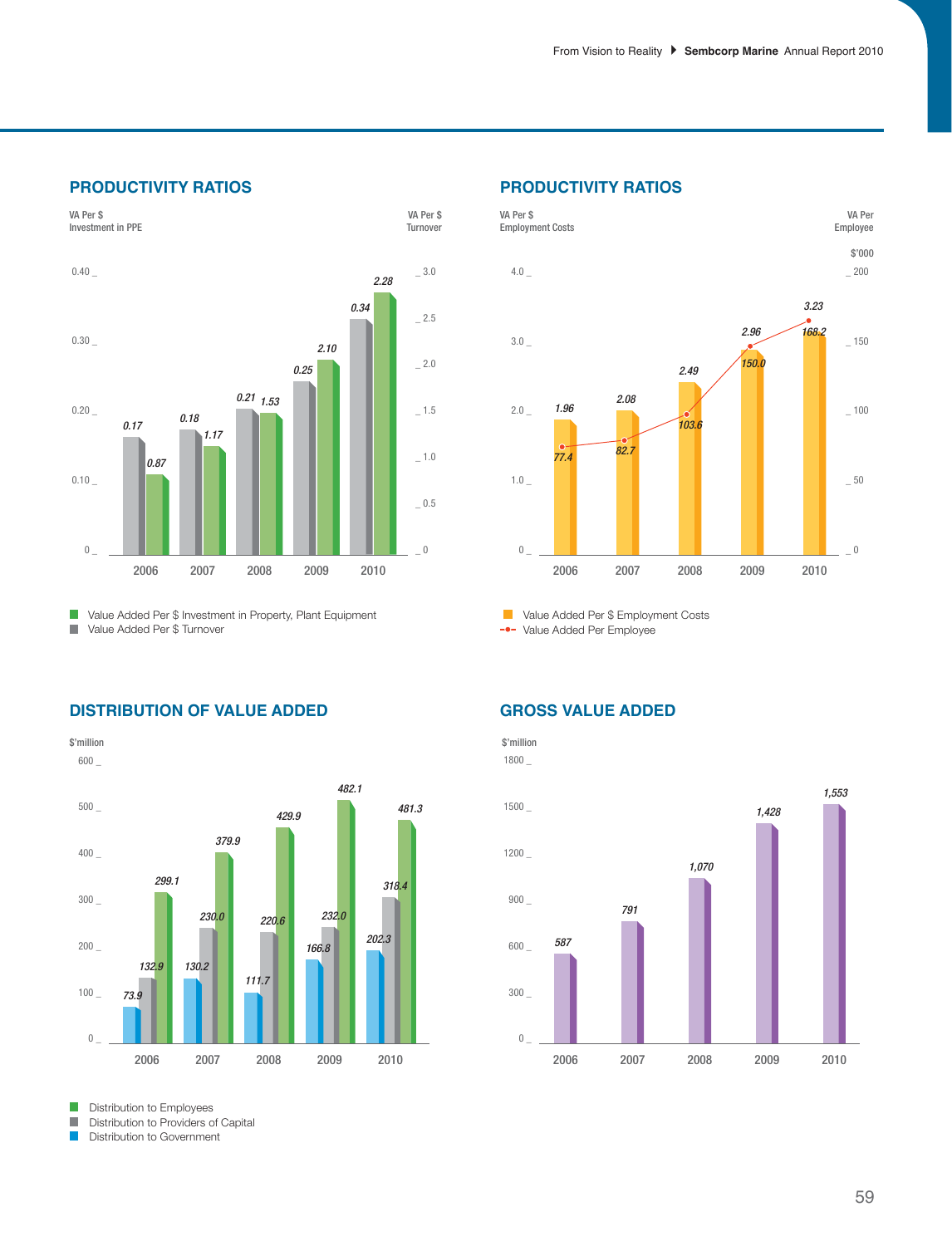## PRODUCTIVITY RATIOS

VA Per $ Investment in PPE

VA Per $ Turnover

0.40 _ 0.30 _ 0.20 _ 0.10 _ 0 _

_ 3.0 _ 2.5 _ 2.0 _ 1.5 _ 1.0 _ 0.5 _ 0

2006: 0.17, 0.87
2007: 0.18, 1.17
2008: 0.21, 1.53
2009: 0.25, 2.10
2010: 0.34, 2.28

Value Added Per $ Investment in Property, Plant Equipment

Value Added Per $ Turnover

## PRODUCTIVITY RATIOS

VA Per $ Employment Costs

VA Per Employee

$'000

4.0 _ 3.0 _ 2.0 _ 1.0 _ 0 _

_ 200 _ 150 _ 100 _ 50 _ 0

2006: 1.96, 77.4
2007: 2.08, 82.7
2008: 2.49, 103.6
2009: 2.96, 150.0
2010: 3.23, 168.2

Value Added Per $ Employment Costs

Value Added Per Employee

## DISTRIBUTION OF VALUE ADDED

$'million

600 _ 500 _ 400 _ 300 _ 200 _ 100 _ 0 _

2006: 73.9, 132.9, 299.1
2007: 130.2, 230.0, 379.9
2008: 111.7, 220.6, 429.9
2009: 166.8, 232.0, 482.1
2010: 202.3, 318.4, 481.3

Distribution to Employees

Distribution to Providers of Capital

Distribution to Government

## GROSS VALUE ADDED

$'million

1800 _ 1500 _ 1200 _ 900 _ 600 _ 300 _ 0 _

2006: 587
2007: 791
2008: 1,070
2009: 1,428
2010: 1,553